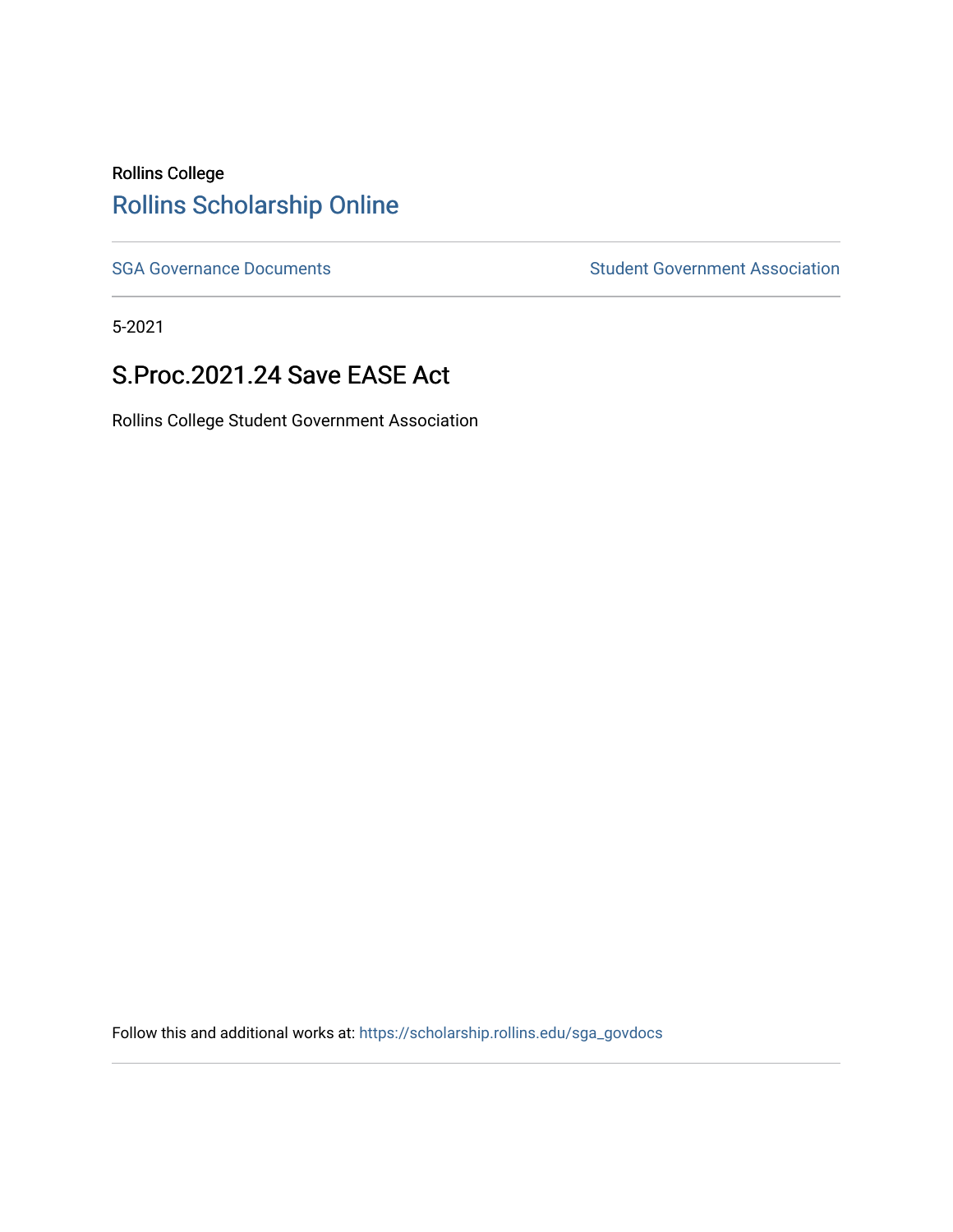Rollins College

# Rollins Scholarship Online

SGA Governance Documents

Student Government Association

5-2021

## S.Proc.2021.24 Save EASE Act

Rollins College Student Government Association

Follow this and additional works at: https://scholarship.rollins.edu/sga_govdocs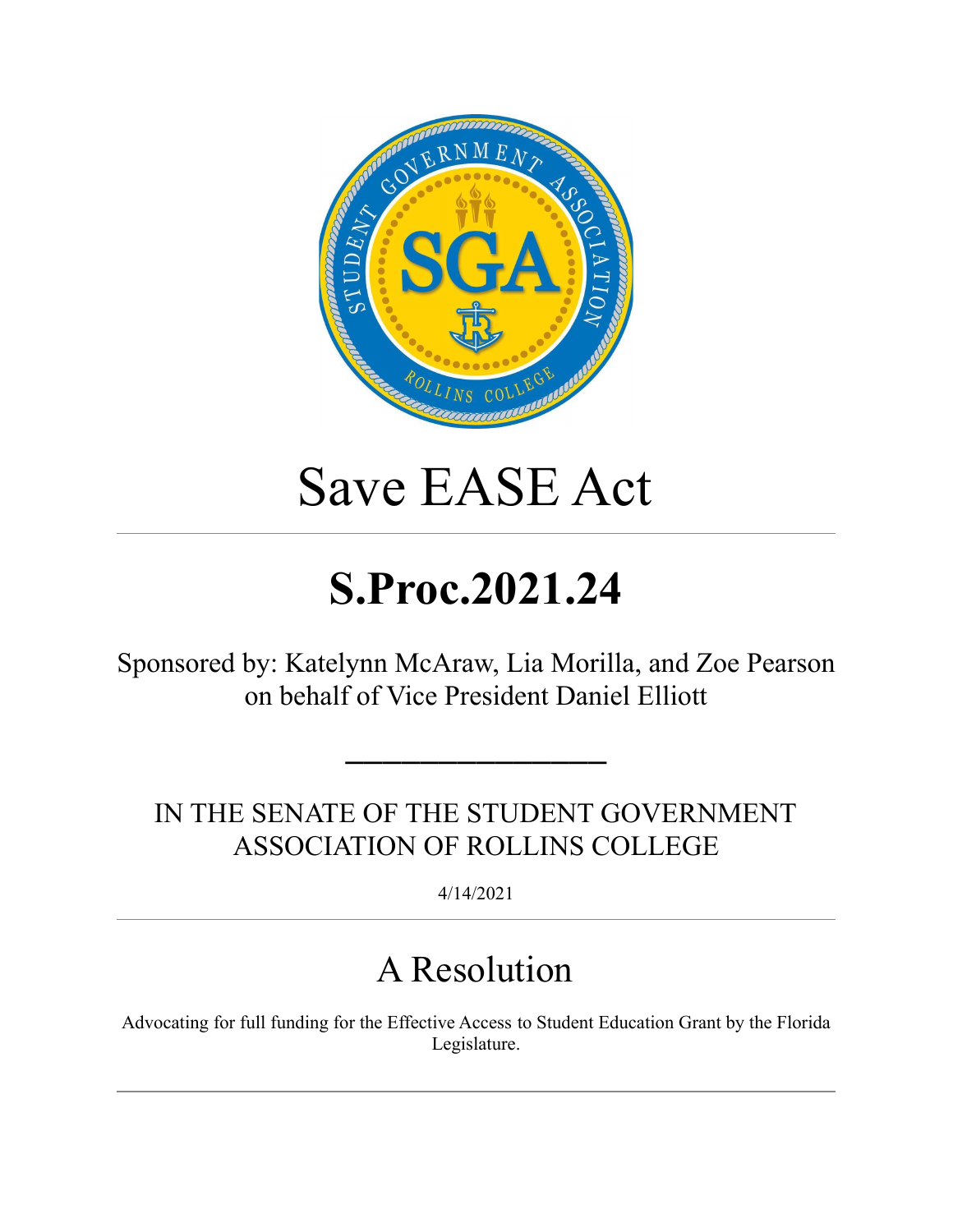# Save EASE Act

---

# S.Proc.2021.24

Sponsored by: Katelynn McAraw, Lia Morilla, and Zoe Pearson on behalf of Vice President Daniel Elliott

\_\_\_\_\_\_\_\_\_\_\_\_\_\_\_\_

IN THE SENATE OF THE STUDENT GOVERNMENT ASSOCIATION OF ROLLINS COLLEGE

4/14/2021

---

## A Resolution

Advocating for full funding for the Effective Access to Student Education Grant by the Florida Legislature.

---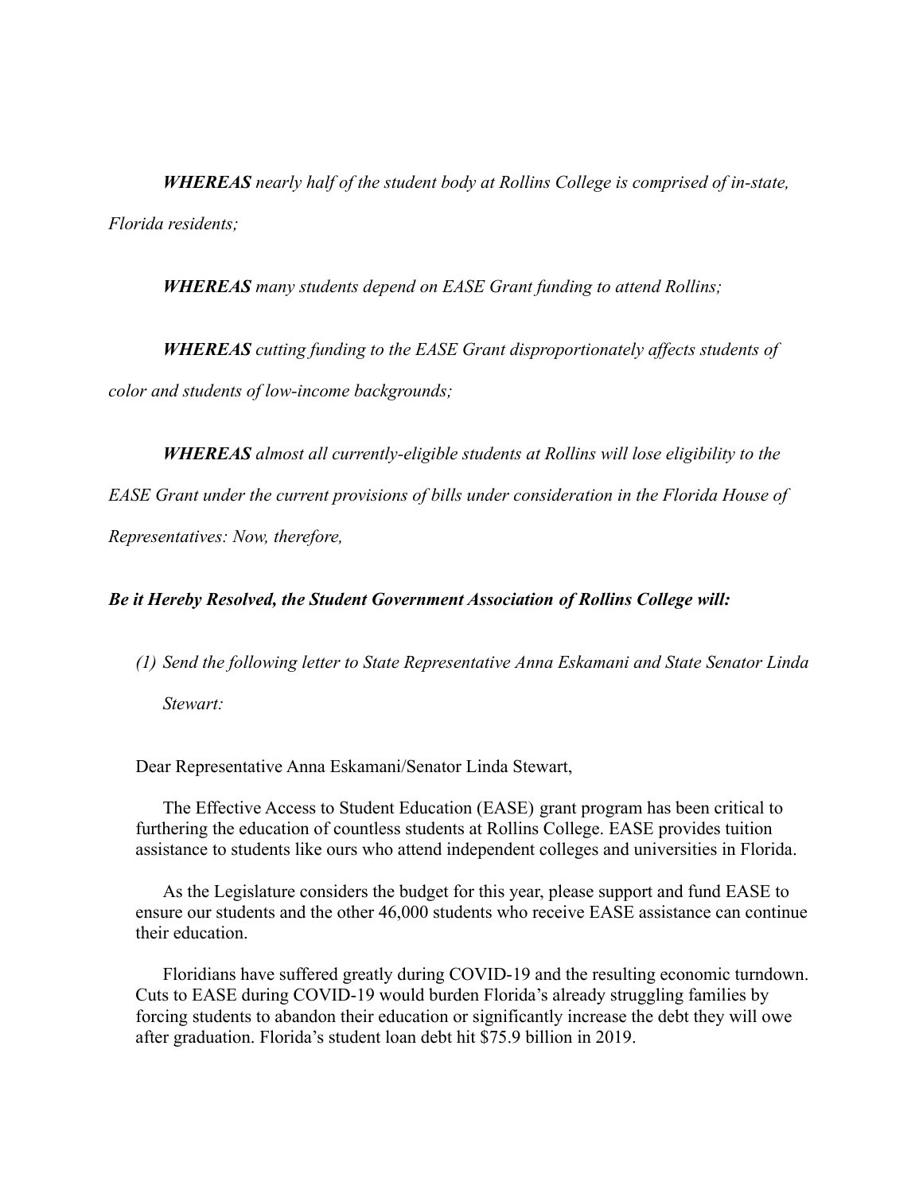***WHEREAS*** *nearly half of the student body at Rollins College is comprised of in-state, Florida residents;*

***WHEREAS*** *many students depend on EASE Grant funding to attend Rollins;*

***WHEREAS*** *cutting funding to the EASE Grant disproportionately affects students of color and students of low-income backgrounds;*

***WHEREAS*** *almost all currently-eligible students at Rollins will lose eligibility to the EASE Grant under the current provisions of bills under consideration in the Florida House of Representatives: Now, therefore,*

***Be it Hereby Resolved, the Student Government Association of Rollins College will:***

*(1) Send the following letter to State Representative Anna Eskamani and State Senator Linda Stewart:*

Dear Representative Anna Eskamani/Senator Linda Stewart,

The Effective Access to Student Education (EASE) grant program has been critical to furthering the education of countless students at Rollins College. EASE provides tuition assistance to students like ours who attend independent colleges and universities in Florida.

As the Legislature considers the budget for this year, please support and fund EASE to ensure our students and the other 46,000 students who receive EASE assistance can continue their education.

Floridians have suffered greatly during COVID-19 and the resulting economic turndown. Cuts to EASE during COVID-19 would burden Florida's already struggling families by forcing students to abandon their education or significantly increase the debt they will owe after graduation. Florida's student loan debt hit $75.9 billion in 2019.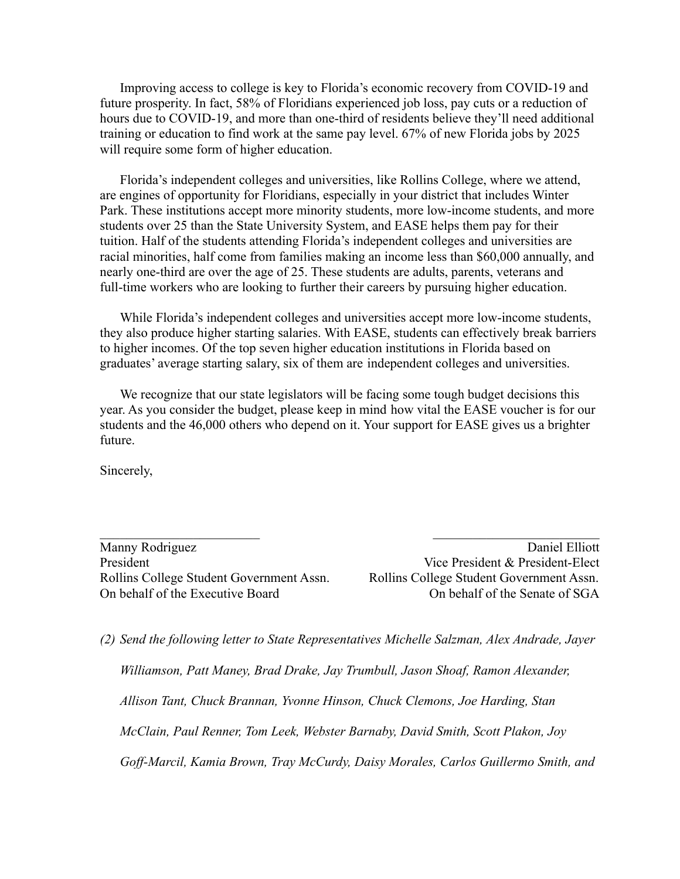Improving access to college is key to Florida's economic recovery from COVID-19 and future prosperity. In fact, 58% of Floridians experienced job loss, pay cuts or a reduction of hours due to COVID-19, and more than one-third of residents believe they'll need additional training or education to find work at the same pay level. 67% of new Florida jobs by 2025 will require some form of higher education.

Florida's independent colleges and universities, like Rollins College, where we attend, are engines of opportunity for Floridians, especially in your district that includes Winter Park. These institutions accept more minority students, more low-income students, and more students over 25 than the State University System, and EASE helps them pay for their tuition. Half of the students attending Florida's independent colleges and universities are racial minorities, half come from families making an income less than $60,000 annually, and nearly one-third are over the age of 25. These students are adults, parents, veterans and full-time workers who are looking to further their careers by pursuing higher education.

While Florida's independent colleges and universities accept more low-income students, they also produce higher starting salaries. With EASE, students can effectively break barriers to higher incomes. Of the top seven higher education institutions in Florida based on graduates' average starting salary, six of them are independent colleges and universities.

We recognize that our state legislators will be facing some tough budget decisions this year. As you consider the budget, please keep in mind how vital the EASE voucher is for our students and the 46,000 others who depend on it. Your support for EASE gives us a brighter future.

Sincerely,

\_\_\_\_\_\_\_\_\_\_\_\_\_\_\_\_\_\_\_\_\_\_\_\_
Manny Rodriguez
President
Rollins College Student Government Assn.
On behalf of the Executive Board

\_\_\_\_\_\_\_\_\_\_\_\_\_\_\_\_\_\_\_\_\_\_\_\_
Daniel Elliott
Vice President & President-Elect
Rollins College Student Government Assn.
On behalf of the Senate of SGA

*(2) Send the following letter to State Representatives Michelle Salzman, Alex Andrade, Jayer Williamson, Patt Maney, Brad Drake, Jay Trumbull, Jason Shoaf, Ramon Alexander, Allison Tant, Chuck Brannan, Yvonne Hinson, Chuck Clemons, Joe Harding, Stan McClain, Paul Renner, Tom Leek, Webster Barnaby, David Smith, Scott Plakon, Joy Goff-Marcil, Kamia Brown, Tray McCurdy, Daisy Morales, Carlos Guillermo Smith, and*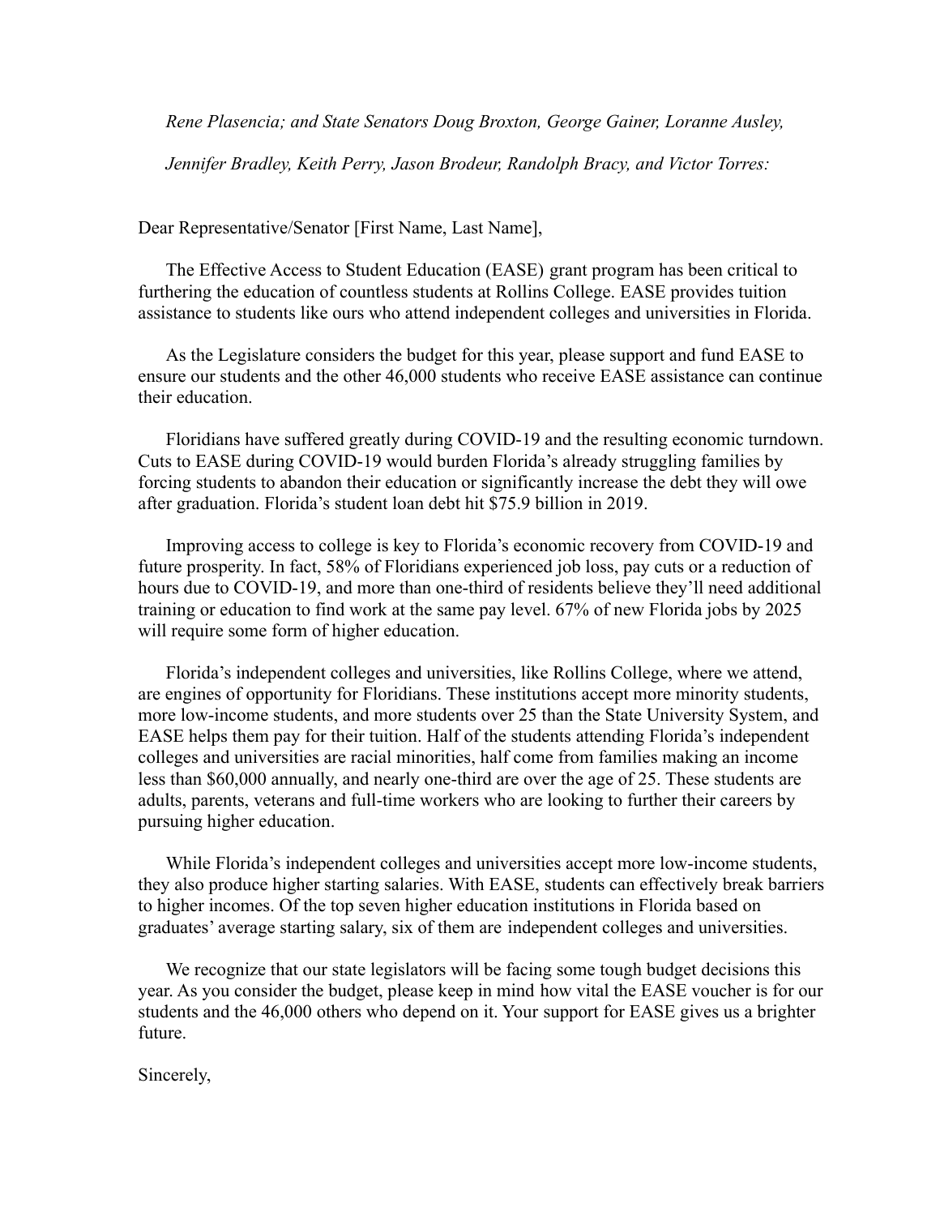*Rene Plasencia; and State Senators Doug Broxton, George Gainer, Loranne Ausley, Jennifer Bradley, Keith Perry, Jason Brodeur, Randolph Bracy, and Victor Torres:*

Dear Representative/Senator [First Name, Last Name],

The Effective Access to Student Education (EASE) grant program has been critical to furthering the education of countless students at Rollins College. EASE provides tuition assistance to students like ours who attend independent colleges and universities in Florida.

As the Legislature considers the budget for this year, please support and fund EASE to ensure our students and the other 46,000 students who receive EASE assistance can continue their education.

Floridians have suffered greatly during COVID-19 and the resulting economic turndown. Cuts to EASE during COVID-19 would burden Florida's already struggling families by forcing students to abandon their education or significantly increase the debt they will owe after graduation. Florida's student loan debt hit $75.9 billion in 2019.

Improving access to college is key to Florida's economic recovery from COVID-19 and future prosperity. In fact, 58% of Floridians experienced job loss, pay cuts or a reduction of hours due to COVID-19, and more than one-third of residents believe they'll need additional training or education to find work at the same pay level. 67% of new Florida jobs by 2025 will require some form of higher education.

Florida's independent colleges and universities, like Rollins College, where we attend, are engines of opportunity for Floridians. These institutions accept more minority students, more low-income students, and more students over 25 than the State University System, and EASE helps them pay for their tuition. Half of the students attending Florida's independent colleges and universities are racial minorities, half come from families making an income less than $60,000 annually, and nearly one-third are over the age of 25. These students are adults, parents, veterans and full-time workers who are looking to further their careers by pursuing higher education.

While Florida's independent colleges and universities accept more low-income students, they also produce higher starting salaries. With EASE, students can effectively break barriers to higher incomes. Of the top seven higher education institutions in Florida based on graduates' average starting salary, six of them are independent colleges and universities.

We recognize that our state legislators will be facing some tough budget decisions this year. As you consider the budget, please keep in mind how vital the EASE voucher is for our students and the 46,000 others who depend on it. Your support for EASE gives us a brighter future.

Sincerely,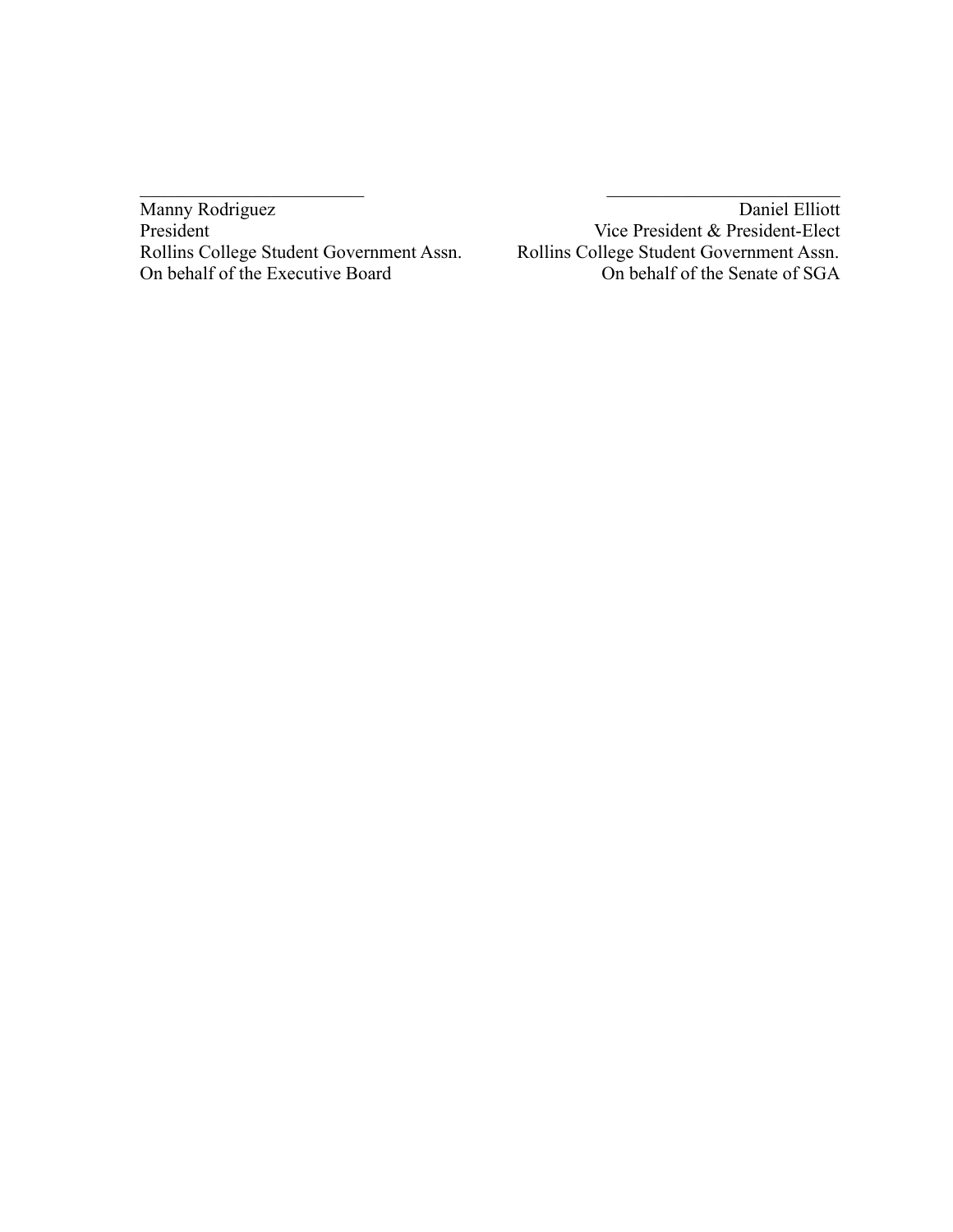\_\_\_\_\_\_\_\_\_\_\_\_\_\_\_\_\_\_\_\_\_\_\_\_\_\_
Manny Rodriguez
President
Rollins College Student Government Assn.
On behalf of the Executive Board

\_\_\_\_\_\_\_\_\_\_\_\_\_\_\_\_\_\_\_\_\_\_\_\_\_\_
Daniel Elliott
Vice President & President-Elect
Rollins College Student Government Assn.
On behalf of the Senate of SGA